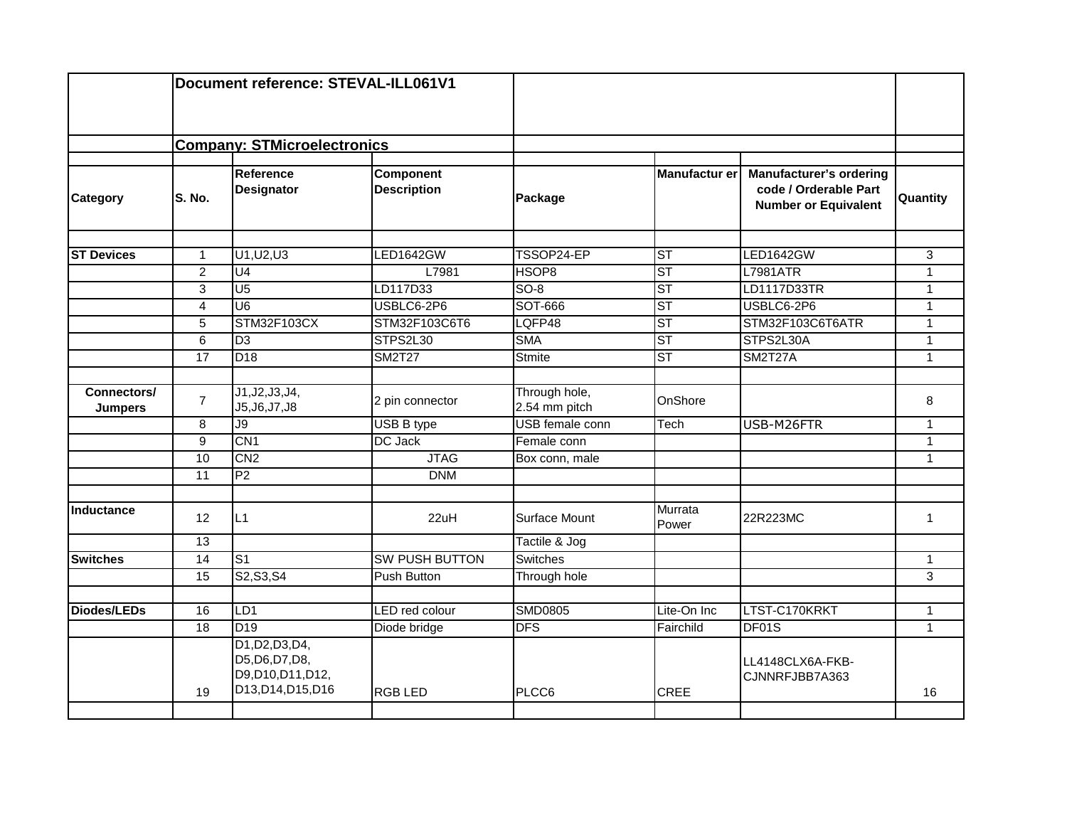| | Document reference: STEVAL-ILL061V1 | | | | | | |
|---|---|---|---|---|---|---|---|
| | **Company: STMicroelectronics** | | | | | | |
| **Category** | **S. No.** | **Reference Designator** | **Component Description** | **Package** | **Manufactur er** | **Manufacturer's ordering code / Orderable Part Number or Equivalent** | **Quantity** |
| | | | | | | | |
| **ST Devices** | 1 | U1,U2,U3 | LED1642GW | TSSOP24-EP | ST | LED1642GW | 3 |
| | 2 | U4 | L7981 | HSOP8 | ST | L7981ATR | 1 |
| | 3 | U5 | LD117D33 | SO-8 | ST | LD1117D33TR | 1 |
| | 4 | U6 | USBLC6-2P6 | SOT-666 | ST | USBLC6-2P6 | 1 |
| | 5 | STM32F103CX | STM32F103C6T6 | LQFP48 | ST | STM32F103C6T6ATR | 1 |
| | 6 | D3 | STPS2L30 | SMA | ST | STPS2L30A | 1 |
| | 17 | D18 | SM2T27 | Stmite | ST | SM2T27A | 1 |
| | | | | | | | |
| **Connectors/ Jumpers** | 7 | J1,J2,J3,J4, J5,J6,J7,J8 | 2 pin connector | Through hole, 2.54 mm pitch | OnShore | | 8 |
| | 8 | J9 | USB B type | USB female conn | Tech | USB-M26FTR | 1 |
| | 9 | CN1 | DC Jack | Female conn | | | 1 |
| | 10 | CN2 | JTAG | Box conn, male | | | 1 |
| | 11 | P2 | DNM | | | | |
| | | | | | | | |
| **Inductance** | 12 | L1 | 22uH | Surface Mount | Murrata Power | 22R223MC | 1 |
| | 13 | | | Tactile & Jog | | | |
| **Switches** | 14 | S1 | SW PUSH BUTTON | Switches | | | 1 |
| | 15 | S2,S3,S4 | Push Button | Through hole | | | 3 |
| | | | | | | | |
| **Diodes/LEDs** | 16 | LD1 | LED red colour | SMD0805 | Lite-On Inc | LTST-C170KRKT | 1 |
| | 18 | D19 | Diode bridge | DFS | Fairchild | DF01S | 1 |
| | 19 | D1,D2,D3,D4, D5,D6,D7,D8, D9,D10,D11,D12, D13,D14,D15,D16 | RGB LED | PLCC6 | CREE | LL4148CLX6A-FKB-CJNNRFJBB7A363 | 16 |
| | | | | | | | |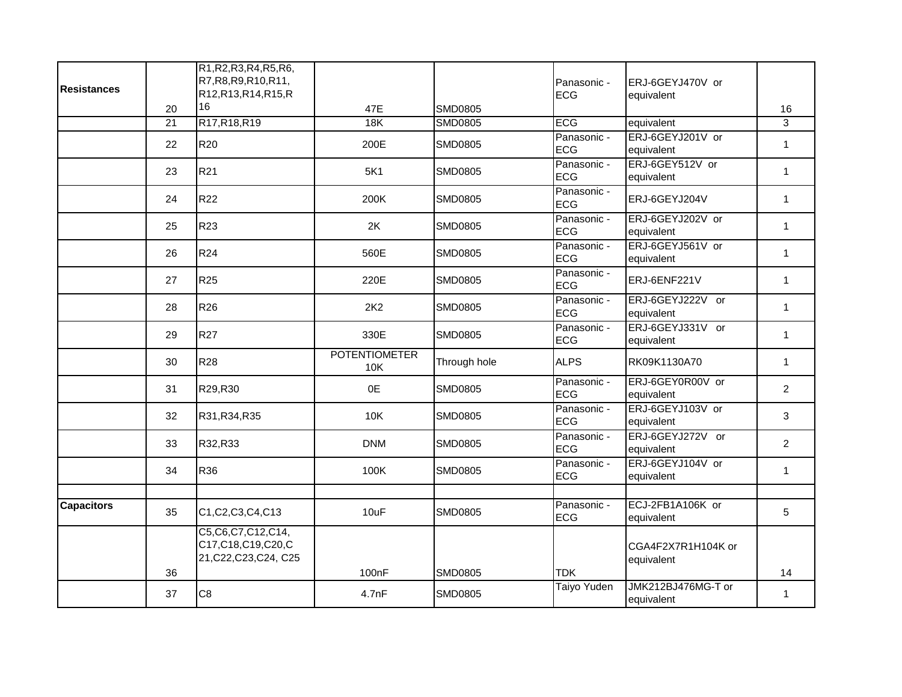| Resistances | 20 | R1,R2,R3,R4,R5,R6, R7,R8,R9,R10,R11, R12,R13,R14,R15,R16 | 47E | SMD0805 | Panasonic - ECG | ERJ-6GEYJ470V or equivalent | 16 |
|---|---|---|---|---|---|---|---|
| | 21 | R17,R18,R19 | 18K | SMD0805 | ECG | equivalent | 3 |
| | 22 | R20 | 200E | SMD0805 | Panasonic - ECG | ERJ-6GEYJ201V or equivalent | 1 |
| | 23 | R21 | 5K1 | SMD0805 | Panasonic - ECG | ERJ-6GEY512V or equivalent | 1 |
| | 24 | R22 | 200K | SMD0805 | Panasonic - ECG | ERJ-6GEYJ204V | 1 |
| | 25 | R23 | 2K | SMD0805 | Panasonic - ECG | ERJ-6GEYJ202V or equivalent | 1 |
| | 26 | R24 | 560E | SMD0805 | Panasonic - ECG | ERJ-6GEYJ561V or equivalent | 1 |
| | 27 | R25 | 220E | SMD0805 | Panasonic - ECG | ERJ-6ENF221V | 1 |
| | 28 | R26 | 2K2 | SMD0805 | Panasonic - ECG | ERJ-6GEYJ222V or equivalent | 1 |
| | 29 | R27 | 330E | SMD0805 | Panasonic - ECG | ERJ-6GEYJ331V or equivalent | 1 |
| | 30 | R28 | POTENTIOMETER 10K | Through hole | ALPS | RK09K1130A70 | 1 |
| | 31 | R29,R30 | 0E | SMD0805 | Panasonic - ECG | ERJ-6GEY0R00V or equivalent | 2 |
| | 32 | R31,R34,R35 | 10K | SMD0805 | Panasonic - ECG | ERJ-6GEYJ103V or equivalent | 3 |
| | 33 | R32,R33 | DNM | SMD0805 | Panasonic - ECG | ERJ-6GEYJ272V or equivalent | 2 |
| | 34 | R36 | 100K | SMD0805 | Panasonic - ECG | ERJ-6GEYJ104V or equivalent | 1 |
| | | | | | | | |
| Capacitors | 35 | C1,C2,C3,C4,C13 | 10uF | SMD0805 | Panasonic - ECG | ECJ-2FB1A106K or equivalent | 5 |
| | 36 | C5,C6,C7,C12,C14, C17,C18,C19,C20,C21,C22,C23,C24, C25 | 100nF | SMD0805 | TDK | CGA4F2X7R1H104K or equivalent | 14 |
| | 37 | C8 | 4.7nF | SMD0805 | Taiyo Yuden | JMK212BJ476MG-T or equivalent | 1 |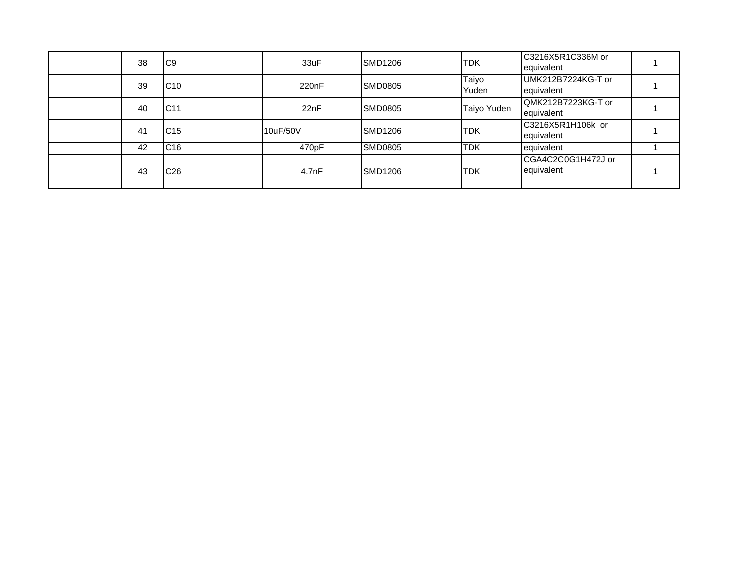| | | | | | | | |
|---|---|---|---|---|---|---|---|
| | 38 | C9 | 33uF | SMD1206 | TDK | C3216X5R1C336M or equivalent | 1 |
| | 39 | C10 | 220nF | SMD0805 | Taiyo Yuden | UMK212B7224KG-T or equivalent | 1 |
| | 40 | C11 | 22nF | SMD0805 | Taiyo Yuden | QMK212B7223KG-T or equivalent | 1 |
| | 41 | C15 | 10uF/50V | SMD1206 | TDK | C3216X5R1H106k or equivalent | 1 |
| | 42 | C16 | 470pF | SMD0805 | TDK | equivalent | 1 |
| | 43 | C26 | 4.7nF | SMD1206 | TDK | CGA4C2C0G1H472J or equivalent | 1 |